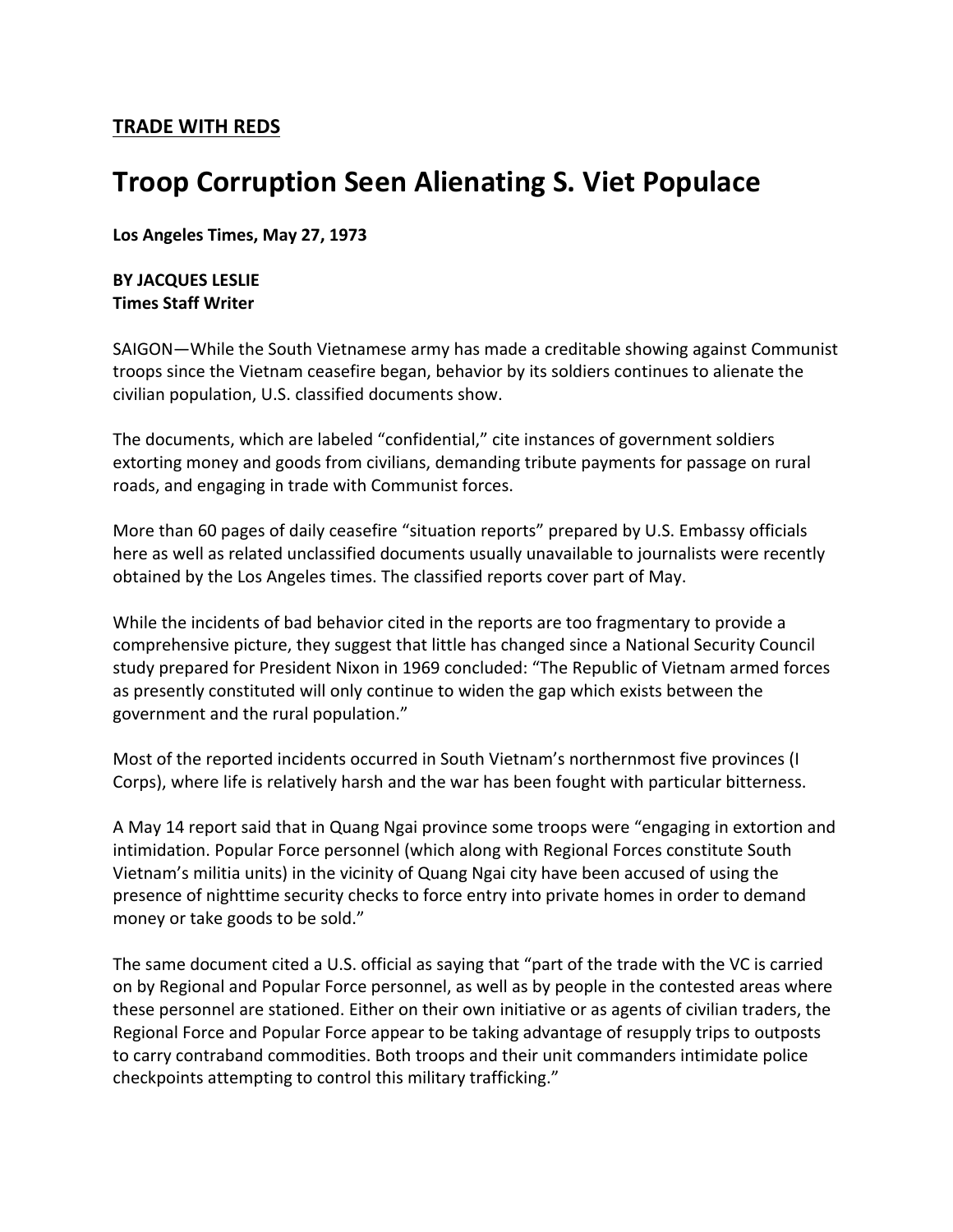**TRADE WITH REDS**

# Troop Corruption Seen Alienating S. Viet Populace

**Los Angeles Times, May 27, 1973**

**BY JACQUES LESLIE**
**Times Staff Writer**

SAIGON—While the South Vietnamese army has made a creditable showing against Communist troops since the Vietnam ceasefire began, behavior by its soldiers continues to alienate the civilian population, U.S. classified documents show.

The documents, which are labeled "confidential," cite instances of government soldiers extorting money and goods from civilians, demanding tribute payments for passage on rural roads, and engaging in trade with Communist forces.

More than 60 pages of daily ceasefire "situation reports" prepared by U.S. Embassy officials here as well as related unclassified documents usually unavailable to journalists were recently obtained by the Los Angeles times. The classified reports cover part of May.

While the incidents of bad behavior cited in the reports are too fragmentary to provide a comprehensive picture, they suggest that little has changed since a National Security Council study prepared for President Nixon in 1969 concluded: "The Republic of Vietnam armed forces as presently constituted will only continue to widen the gap which exists between the government and the rural population."

Most of the reported incidents occurred in South Vietnam's northernmost five provinces (I Corps), where life is relatively harsh and the war has been fought with particular bitterness.

A May 14 report said that in Quang Ngai province some troops were "engaging in extortion and intimidation. Popular Force personnel (which along with Regional Forces constitute South Vietnam's militia units) in the vicinity of Quang Ngai city have been accused of using the presence of nighttime security checks to force entry into private homes in order to demand money or take goods to be sold."

The same document cited a U.S. official as saying that "part of the trade with the VC is carried on by Regional and Popular Force personnel, as well as by people in the contested areas where these personnel are stationed. Either on their own initiative or as agents of civilian traders, the Regional Force and Popular Force appear to be taking advantage of resupply trips to outposts to carry contraband commodities. Both troops and their unit commanders intimidate police checkpoints attempting to control this military trafficking."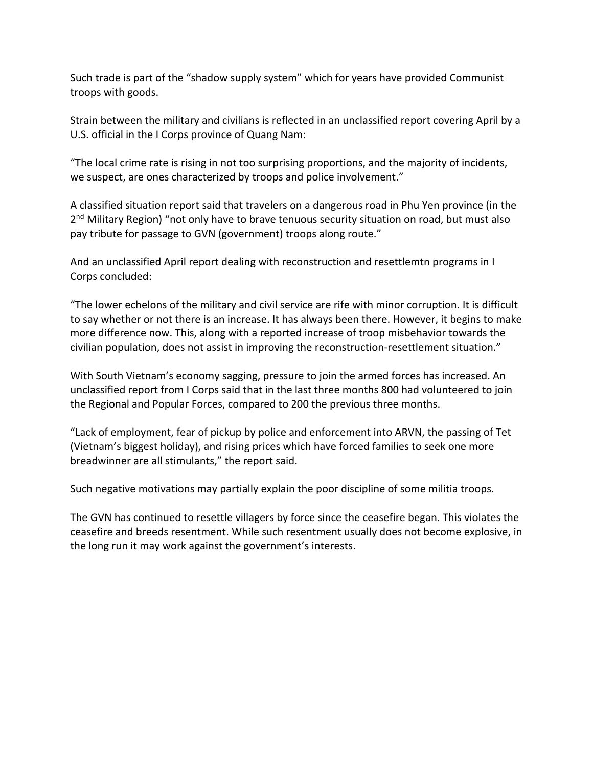Such trade is part of the "shadow supply system" which for years have provided Communist troops with goods.

Strain between the military and civilians is reflected in an unclassified report covering April by a U.S. official in the I Corps province of Quang Nam:

"The local crime rate is rising in not too surprising proportions, and the majority of incidents, we suspect, are ones characterized by troops and police involvement."

A classified situation report said that travelers on a dangerous road in Phu Yen province (in the 2nd Military Region) "not only have to brave tenuous security situation on road, but must also pay tribute for passage to GVN (government) troops along route."

And an unclassified April report dealing with reconstruction and resettlemtn programs in I Corps concluded:

"The lower echelons of the military and civil service are rife with minor corruption. It is difficult to say whether or not there is an increase. It has always been there. However, it begins to make more difference now. This, along with a reported increase of troop misbehavior towards the civilian population, does not assist in improving the reconstruction-resettlement situation."

With South Vietnam's economy sagging, pressure to join the armed forces has increased. An unclassified report from I Corps said that in the last three months 800 had volunteered to join the Regional and Popular Forces, compared to 200 the previous three months.

"Lack of employment, fear of pickup by police and enforcement into ARVN, the passing of Tet (Vietnam's biggest holiday), and rising prices which have forced families to seek one more breadwinner are all stimulants," the report said.

Such negative motivations may partially explain the poor discipline of some militia troops.

The GVN has continued to resettle villagers by force since the ceasefire began. This violates the ceasefire and breeds resentment. While such resentment usually does not become explosive, in the long run it may work against the government's interests.